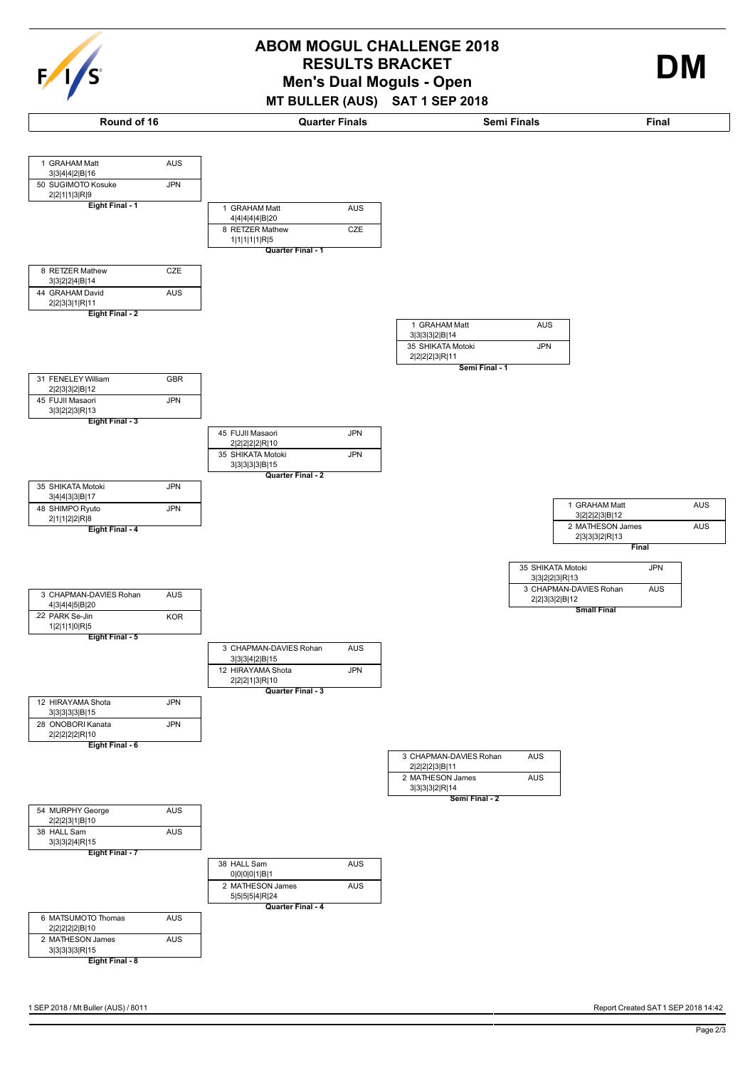# ABOM MOGUL CHALLENGE 2018

## RESULTS BRACKET

## Men's Dual Moguls - Open

**MT BULLER (AUS) SAT 1 SEP 2018**

**DM**

### Round of 16

**Eight Final - 1**

| Rank | Name | Nation | Scores |
|---|---|---|---|
| 1 | GRAHAM Matt | AUS | 3\|3\|4\|4\|2\|B\|16 |
| 50 | SUGIMOTO Kosuke | JPN | 2\|2\|1\|1\|3\|R\|9 |

**Eight Final - 2**

| Rank | Name | Nation | Scores |
|---|---|---|---|
| 8 | RETZER Mathew | CZE | 3\|3\|2\|2\|4\|B\|14 |
| 44 | GRAHAM David | AUS | 2\|2\|3\|3\|1\|R\|11 |

**Eight Final - 3**

| Rank | Name | Nation | Scores |
|---|---|---|---|
| 31 | FENELEY William | GBR | 2\|2\|3\|3\|2\|B\|12 |
| 45 | FUJII Masaori | JPN | 3\|3\|2\|2\|3\|R\|13 |

**Eight Final - 4**

| Rank | Name | Nation | Scores |
|---|---|---|---|
| 35 | SHIKATA Motoki | JPN | 3\|4\|4\|3\|3\|B\|17 |
| 48 | SHIMPO Ryuto | JPN | 2\|1\|1\|2\|2\|R\|8 |

**Eight Final - 5**

| Rank | Name | Nation | Scores |
|---|---|---|---|
| 3 | CHAPMAN-DAVIES Rohan | AUS | 4\|3\|4\|4\|5\|B\|20 |
| 22 | PARK Se-Jin | KOR | 1\|2\|1\|1\|0\|R\|5 |

**Eight Final - 6**

| Rank | Name | Nation | Scores |
|---|---|---|---|
| 12 | HIRAYAMA Shota | JPN | 3\|3\|3\|3\|3\|B\|15 |
| 28 | ONOBORI Kanata | JPN | 2\|2\|2\|2\|2\|R\|10 |

**Eight Final - 7**

| Rank | Name | Nation | Scores |
|---|---|---|---|
| 54 | MURPHY George | AUS | 2\|2\|2\|3\|1\|B\|10 |
| 38 | HALL Sam | AUS | 3\|3\|3\|2\|4\|R\|15 |

**Eight Final - 8**

| Rank | Name | Nation | Scores |
|---|---|---|---|
| 6 | MATSUMOTO Thomas | AUS | 2\|2\|2\|2\|2\|B\|10 |
| 2 | MATHESON James | AUS | 3\|3\|3\|3\|3\|R\|15 |

### Quarter Finals

**Quarter Final - 1**

| Rank | Name | Nation | Scores |
|---|---|---|---|
| 1 | GRAHAM Matt | AUS | 4\|4\|4\|4\|4\|B\|20 |
| 8 | RETZER Mathew | CZE | 1\|1\|1\|1\|1\|R\|5 |

**Quarter Final - 2**

| Rank | Name | Nation | Scores |
|---|---|---|---|
| 45 | FUJII Masaori | JPN | 2\|2\|2\|2\|2\|R\|10 |
| 35 | SHIKATA Motoki | JPN | 3\|3\|3\|3\|3\|B\|15 |

**Quarter Final - 3**

| Rank | Name | Nation | Scores |
|---|---|---|---|
| 3 | CHAPMAN-DAVIES Rohan | AUS | 3\|3\|3\|4\|2\|B\|15 |
| 12 | HIRAYAMA Shota | JPN | 2\|2\|2\|1\|3\|R\|10 |

**Quarter Final - 4**

| Rank | Name | Nation | Scores |
|---|---|---|---|
| 38 | HALL Sam | AUS | 0\|0\|0\|0\|1\|B\|1 |
| 2 | MATHESON James | AUS | 5\|5\|5\|5\|4\|R\|24 |

### Semi Finals

**Semi Final - 1**

| Rank | Name | Nation | Scores |
|---|---|---|---|
| 1 | GRAHAM Matt | AUS | 3\|3\|3\|3\|2\|B\|14 |
| 35 | SHIKATA Motoki | JPN | 2\|2\|2\|2\|3\|R\|11 |

**Semi Final - 2**

| Rank | Name | Nation | Scores |
|---|---|---|---|
| 3 | CHAPMAN-DAVIES Rohan | AUS | 2\|2\|2\|2\|3\|B\|11 |
| 2 | MATHESON James | AUS | 3\|3\|3\|3\|2\|R\|14 |

### Final

**Final**

| Rank | Name | Nation | Scores |
|---|---|---|---|
| 1 | GRAHAM Matt | AUS | 3\|2\|2\|2\|3\|B\|12 |
| 2 | MATHESON James | AUS | 2\|3\|3\|3\|2\|R\|13 |

**Small Final**

| Rank | Name | Nation | Scores |
|---|---|---|---|
| 35 | SHIKATA Motoki | JPN | 3\|3\|2\|2\|3\|R\|13 |
| 3 | CHAPMAN-DAVIES Rohan | AUS | 2\|2\|3\|3\|2\|B\|12 |

1 SEP 2018 / Mt Buller (AUS) / 8011

Report Created SAT 1 SEP 2018 14:42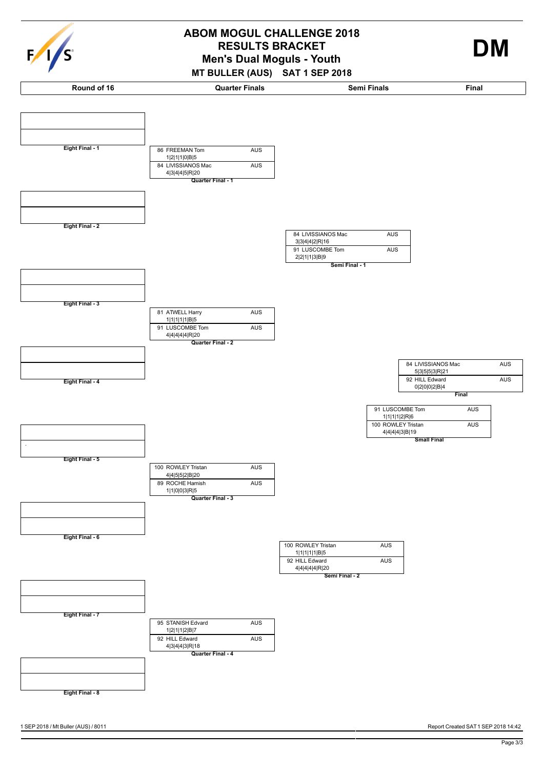# ABOM MOGUL CHALLENGE 2018
## RESULTS BRACKET
## Men's Dual Moguls - Youth
### MT BULLER (AUS) SAT 1 SEP 2018

**DM**

| Round of 16 | Quarter Finals | Semi Finals | Final |
|---|---|---|---|

**Eight Final - 1**

**Eight Final - 2**

**Quarter Final - 1**

| Bib | Name | Nation | Score |
|---|---|---|---|
| 86 | FREEMAN Tom | AUS | 1\|2\|1\|1\|0\|B\|5 |
| 84 | LIVISSIANOS Mac | AUS | 4\|3\|4\|4\|5\|R\|20 |

**Eight Final - 3**

**Eight Final - 4**

**Quarter Final - 2**

| Bib | Name | Nation | Score |
|---|---|---|---|
| 81 | ATWELL Harry | AUS | 1\|1\|1\|1\|1\|B\|5 |
| 91 | LUSCOMBE Tom | AUS | 4\|4\|4\|4\|4\|R\|20 |

**Semi Final - 1**

| Bib | Name | Nation | Score |
|---|---|---|---|
| 84 | LIVISSIANOS Mac | AUS | 3\|3\|4\|4\|2\|R\|16 |
| 91 | LUSCOMBE Tom | AUS | 2\|2\|1\|1\|3\|B\|9 |

**Eight Final - 5**

**Eight Final - 6**

**Quarter Final - 3**

| Bib | Name | Nation | Score |
|---|---|---|---|
| 100 | ROWLEY Tristan | AUS | 4\|4\|5\|5\|2\|B\|20 |
| 89 | ROCHE Hamish | AUS | 1\|1\|0\|0\|3\|R\|5 |

**Eight Final - 7**

**Eight Final - 8**

**Quarter Final - 4**

| Bib | Name | Nation | Score |
|---|---|---|---|
| 95 | STANISH Edvard | AUS | 1\|2\|1\|1\|2\|B\|7 |
| 92 | HILL Edward | AUS | 4\|3\|4\|4\|3\|R\|18 |

**Semi Final - 2**

| Bib | Name | Nation | Score |
|---|---|---|---|
| 100 | ROWLEY Tristan | AUS | 1\|1\|1\|1\|1\|B\|5 |
| 92 | HILL Edward | AUS | 4\|4\|4\|4\|4\|R\|20 |

**Final**

| Bib | Name | Nation | Score |
|---|---|---|---|
| 84 | LIVISSIANOS Mac | AUS | 5\|3\|5\|5\|3\|R\|21 |
| 92 | HILL Edward | AUS | 0\|2\|0\|0\|2\|B\|4 |

**Small Final**

| Bib | Name | Nation | Score |
|---|---|---|---|
| 91 | LUSCOMBE Tom | AUS | 1\|1\|1\|1\|2\|R\|6 |
| 100 | ROWLEY Tristan | AUS | 4\|4\|4\|4\|3\|B\|19 |

1 SEP 2018 / Mt Buller (AUS) / 8011

Report Created SAT 1 SEP 2018 14:42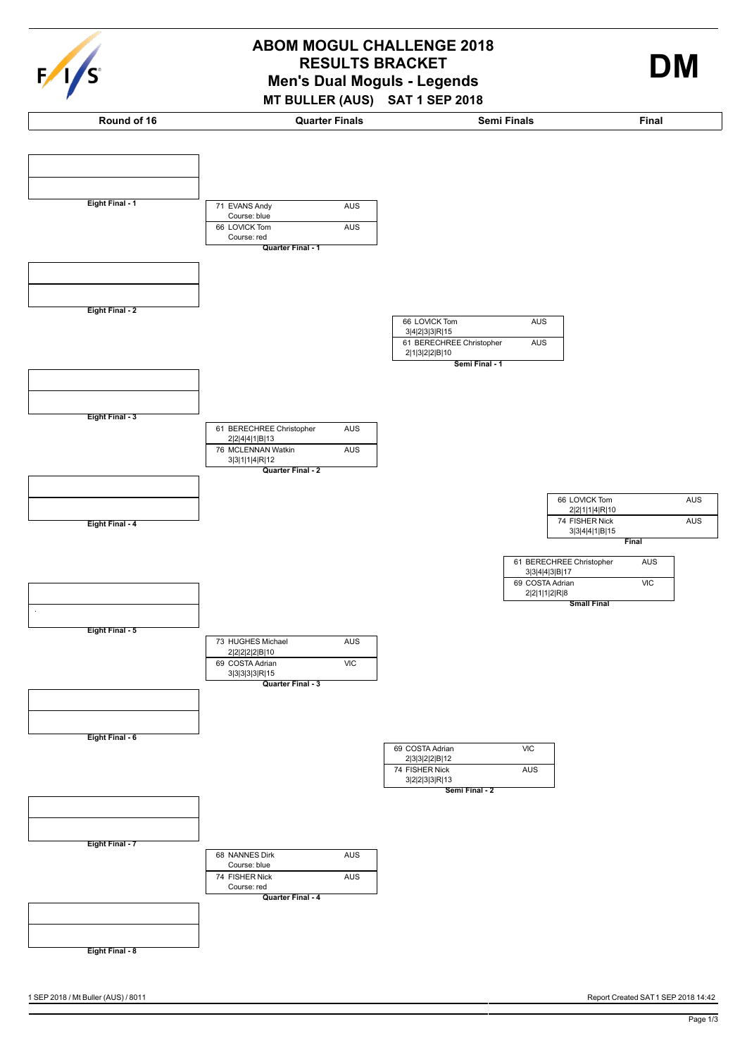# ABOM MOGUL CHALLENGE 2018
## RESULTS BRACKET
## Men's Dual Moguls - Legends

**MT BULLER (AUS) SAT 1 SEP 2018**

**DM**

| Round of 16 | Quarter Finals | Semi Finals | Final |
| --- | --- | --- | --- |

### Round of 16

Eight Final - 1

Eight Final - 2

Eight Final - 3

Eight Final - 4

Eight Final - 5

Eight Final - 6

Eight Final - 7

Eight Final - 8

### Quarter Finals

**Quarter Final - 1**

| | | |
| --- | --- | --- |
| 71 EVANS Andy | Course: blue | AUS |
| 66 LOVICK Tom | Course: red | AUS |

**Quarter Final - 2**

| | | |
| --- | --- | --- |
| 61 BERECHREE Christopher | 2\|2\|4\|4\|1\|B\|13 | AUS |
| 76 MCLENNAN Watkin | 3\|3\|1\|1\|4\|R\|12 | AUS |

**Quarter Final - 3**

| | | |
| --- | --- | --- |
| 73 HUGHES Michael | 2\|2\|2\|2\|2\|B\|10 | AUS |
| 69 COSTA Adrian | 3\|3\|3\|3\|3\|R\|15 | VIC |

**Quarter Final - 4**

| | | |
| --- | --- | --- |
| 68 NANNES Dirk | Course: blue | AUS |
| 74 FISHER Nick | Course: red | AUS |

### Semi Finals

**Semi Final - 1**

| | | |
| --- | --- | --- |
| 66 LOVICK Tom | 3\|4\|2\|3\|3\|R\|15 | AUS |
| 61 BERECHREE Christopher | 2\|1\|3\|2\|2\|B\|10 | AUS |

**Semi Final - 2**

| | | |
| --- | --- | --- |
| 69 COSTA Adrian | 2\|3\|3\|2\|2\|B\|12 | VIC |
| 74 FISHER Nick | 3\|2\|2\|3\|3\|R\|13 | AUS |

### Final

**Final**

| | | |
| --- | --- | --- |
| 66 LOVICK Tom | 2\|2\|1\|1\|4\|R\|10 | AUS |
| 74 FISHER Nick | 3\|3\|4\|4\|1\|B\|15 | AUS |

**Small Final**

| | | |
| --- | --- | --- |
| 61 BERECHREE Christopher | 3\|3\|4\|4\|3\|B\|17 | AUS |
| 69 COSTA Adrian | 2\|2\|1\|1\|2\|R\|8 | VIC |

1 SEP 2018 / Mt Buller (AUS) / 8011

Report Created SAT 1 SEP 2018 14:42